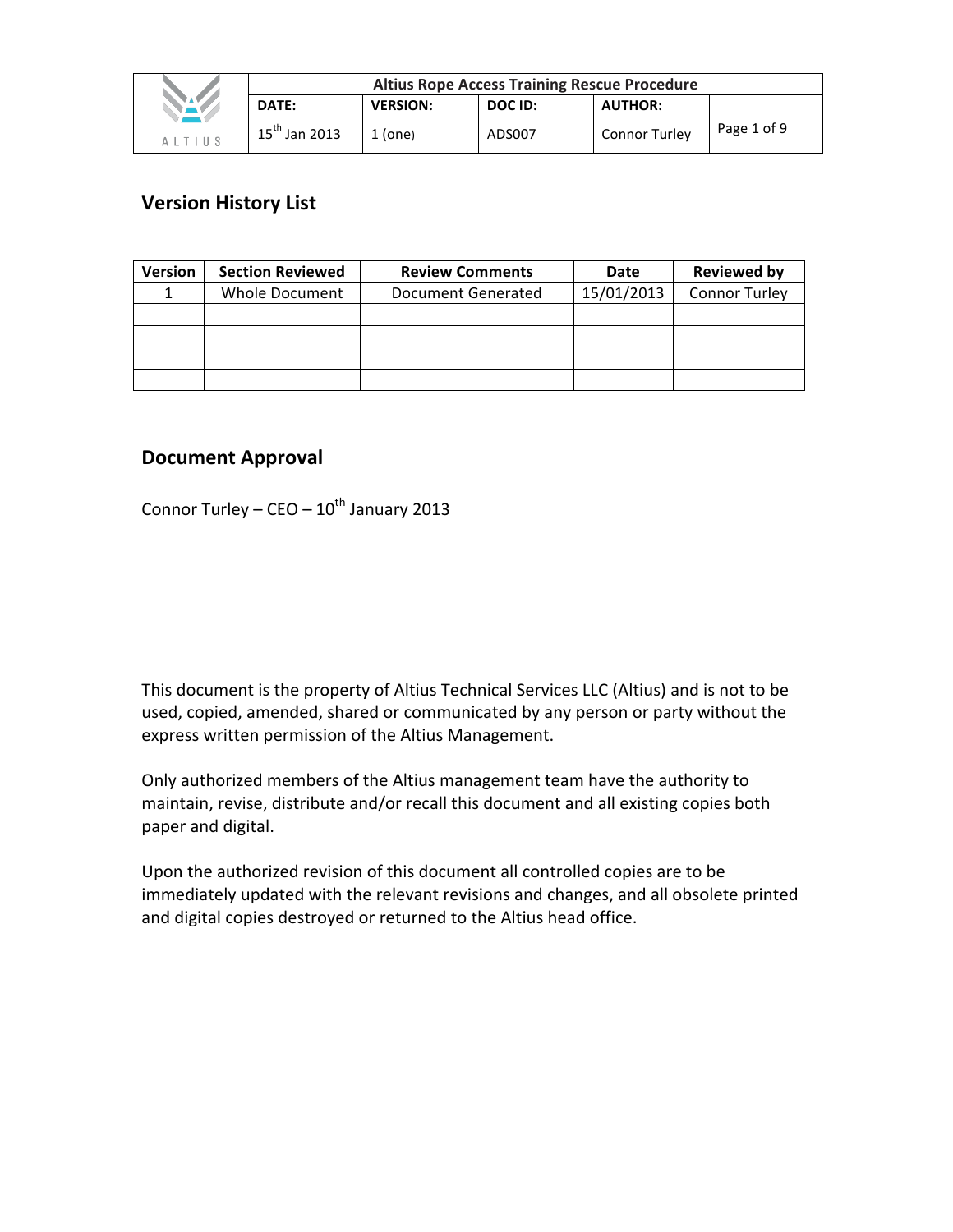## Version History List

| Version | Section Reviewed | Review Comments | Date | Reviewed by |
|---|---|---|---|---|
| 1 | Whole Document | Document Generated | 15/01/2013 | Connor Turley |
| | | | | |
| | | | | |
| | | | | |
| | | | | |

## Document Approval

Connor Turley – CEO – 10th January 2013

This document is the property of Altius Technical Services LLC (Altius) and is not to be used, copied, amended, shared or communicated by any person or party without the express written permission of the Altius Management.

Only authorized members of the Altius management team have the authority to maintain, revise, distribute and/or recall this document and all existing copies both paper and digital.

Upon the authorized revision of this document all controlled copies are to be immediately updated with the relevant revisions and changes, and all obsolete printed and digital copies destroyed or returned to the Altius head office.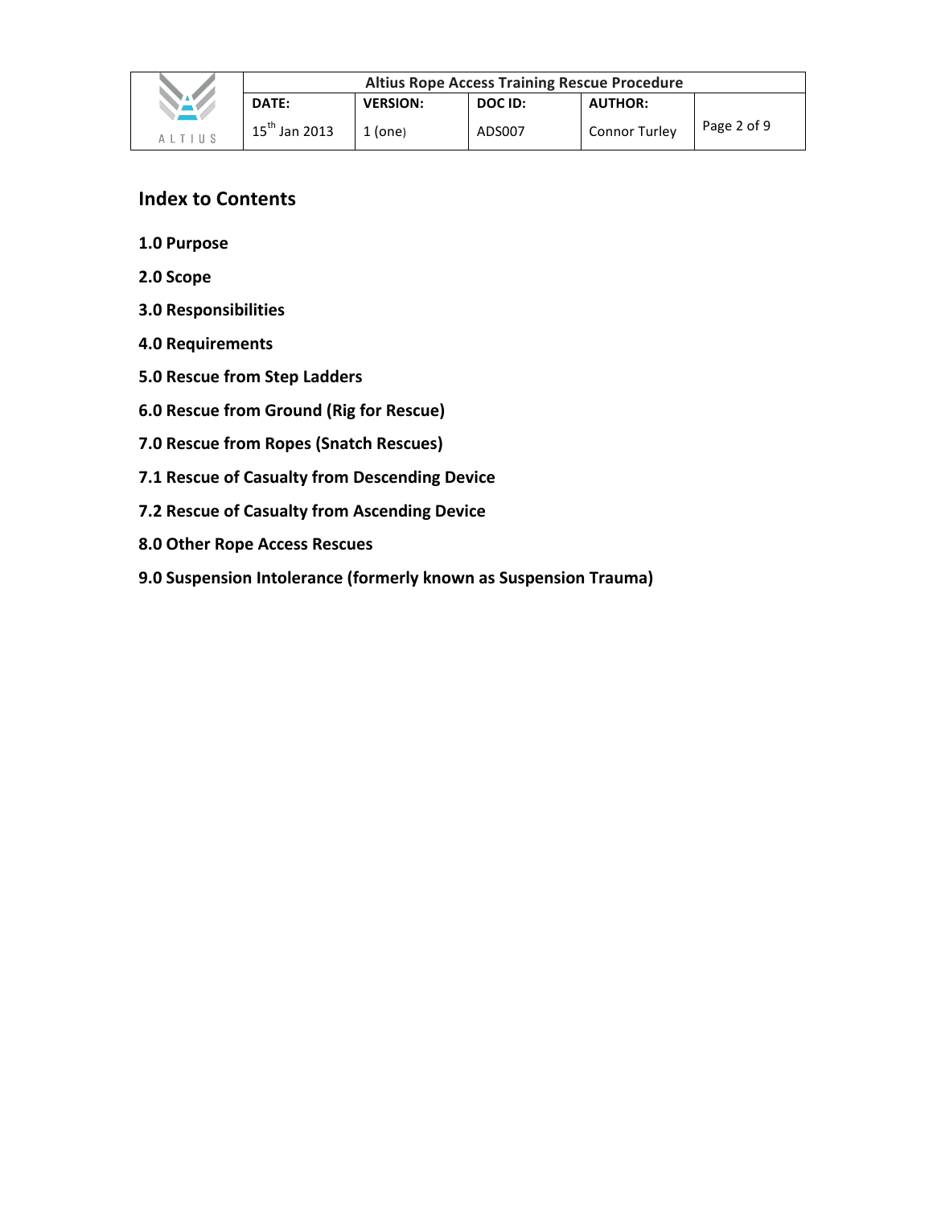## Index to Contents

**1.0 Purpose**

**2.0 Scope**

**3.0 Responsibilities**

**4.0 Requirements**

**5.0 Rescue from Step Ladders**

**6.0 Rescue from Ground (Rig for Rescue)**

**7.0 Rescue from Ropes (Snatch Rescues)**

**7.1 Rescue of Casualty from Descending Device**

**7.2 Rescue of Casualty from Ascending Device**

**8.0 Other Rope Access Rescues**

**9.0 Suspension Intolerance (formerly known as Suspension Trauma)**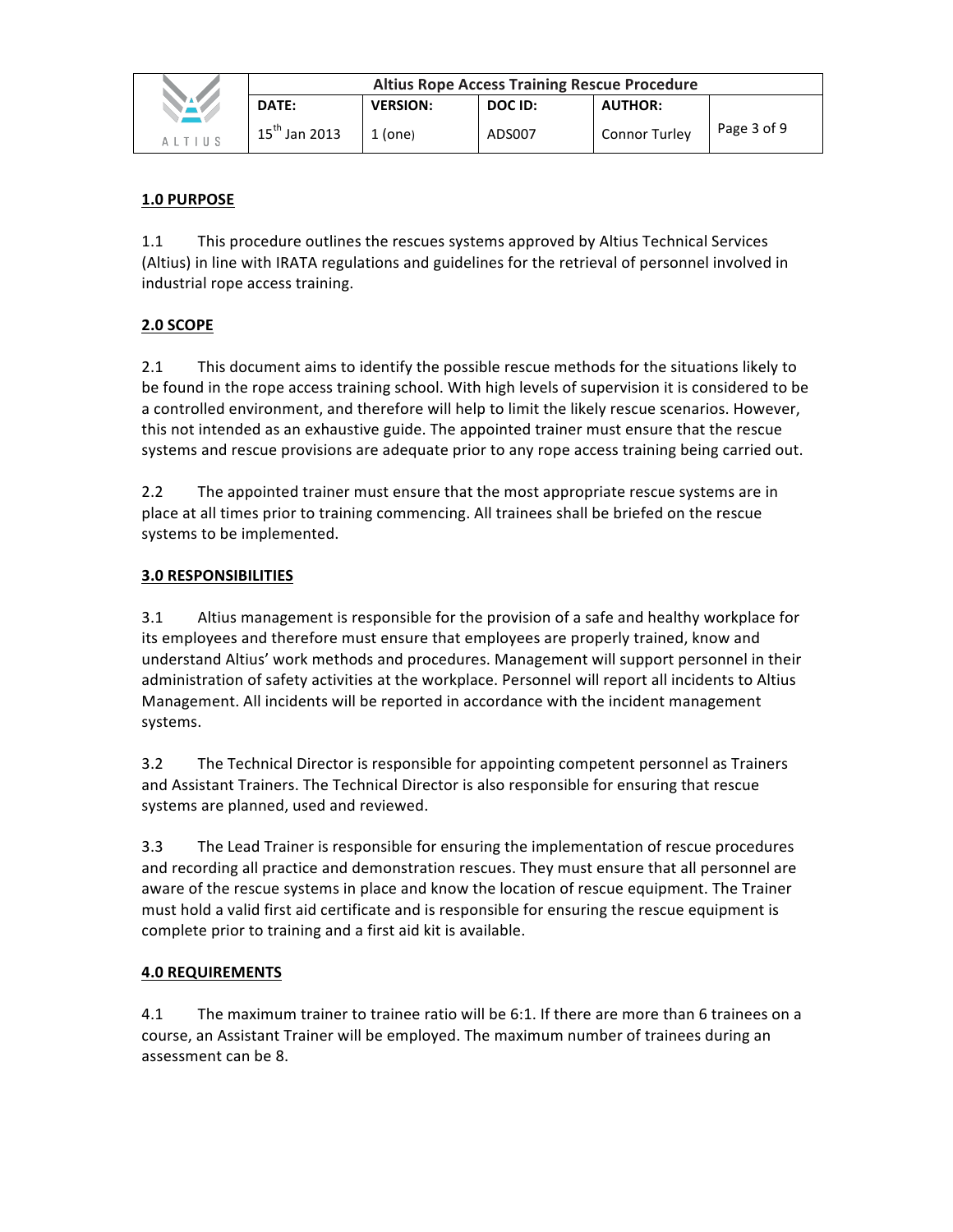## 1.0 PURPOSE

1.1 This procedure outlines the rescues systems approved by Altius Technical Services (Altius) in line with IRATA regulations and guidelines for the retrieval of personnel involved in industrial rope access training.

## 2.0 SCOPE

2.1 This document aims to identify the possible rescue methods for the situations likely to be found in the rope access training school. With high levels of supervision it is considered to be a controlled environment, and therefore will help to limit the likely rescue scenarios. However, this not intended as an exhaustive guide. The appointed trainer must ensure that the rescue systems and rescue provisions are adequate prior to any rope access training being carried out.

2.2 The appointed trainer must ensure that the most appropriate rescue systems are in place at all times prior to training commencing. All trainees shall be briefed on the rescue systems to be implemented.

## 3.0 RESPONSIBILITIES

3.1 Altius management is responsible for the provision of a safe and healthy workplace for its employees and therefore must ensure that employees are properly trained, know and understand Altius' work methods and procedures. Management will support personnel in their administration of safety activities at the workplace. Personnel will report all incidents to Altius Management. All incidents will be reported in accordance with the incident management systems.

3.2 The Technical Director is responsible for appointing competent personnel as Trainers and Assistant Trainers. The Technical Director is also responsible for ensuring that rescue systems are planned, used and reviewed.

3.3 The Lead Trainer is responsible for ensuring the implementation of rescue procedures and recording all practice and demonstration rescues. They must ensure that all personnel are aware of the rescue systems in place and know the location of rescue equipment. The Trainer must hold a valid first aid certificate and is responsible for ensuring the rescue equipment is complete prior to training and a first aid kit is available.

## 4.0 REQUIREMENTS

4.1 The maximum trainer to trainee ratio will be 6:1. If there are more than 6 trainees on a course, an Assistant Trainer will be employed. The maximum number of trainees during an assessment can be 8.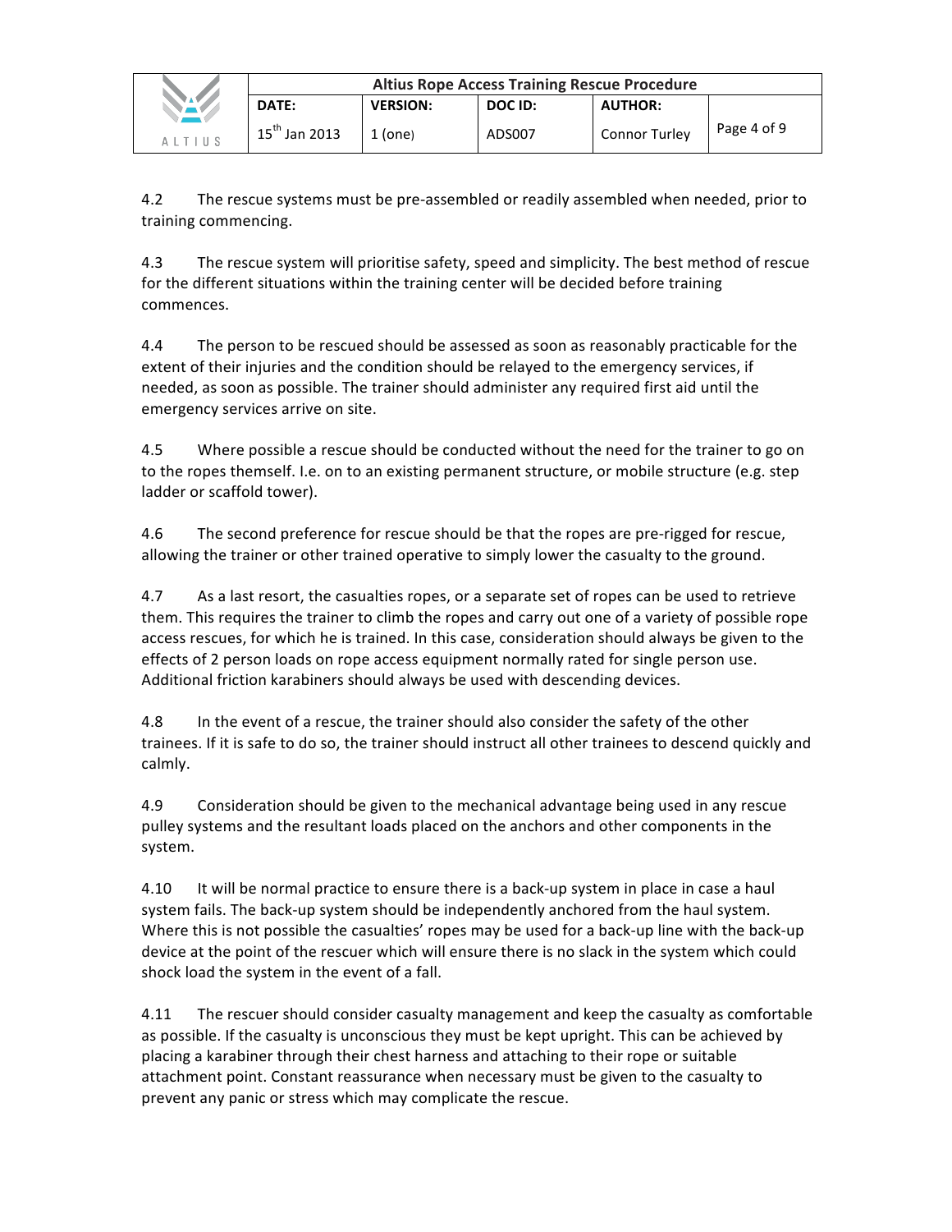4.2 The rescue systems must be pre-assembled or readily assembled when needed, prior to training commencing.

4.3 The rescue system will prioritise safety, speed and simplicity. The best method of rescue for the different situations within the training center will be decided before training commences.

4.4 The person to be rescued should be assessed as soon as reasonably practicable for the extent of their injuries and the condition should be relayed to the emergency services, if needed, as soon as possible. The trainer should administer any required first aid until the emergency services arrive on site.

4.5 Where possible a rescue should be conducted without the need for the trainer to go on to the ropes themself. I.e. on to an existing permanent structure, or mobile structure (e.g. step ladder or scaffold tower).

4.6 The second preference for rescue should be that the ropes are pre-rigged for rescue, allowing the trainer or other trained operative to simply lower the casualty to the ground.

4.7 As a last resort, the casualties ropes, or a separate set of ropes can be used to retrieve them. This requires the trainer to climb the ropes and carry out one of a variety of possible rope access rescues, for which he is trained. In this case, consideration should always be given to the effects of 2 person loads on rope access equipment normally rated for single person use. Additional friction karabiners should always be used with descending devices.

4.8 In the event of a rescue, the trainer should also consider the safety of the other trainees. If it is safe to do so, the trainer should instruct all other trainees to descend quickly and calmly.

4.9 Consideration should be given to the mechanical advantage being used in any rescue pulley systems and the resultant loads placed on the anchors and other components in the system.

4.10 It will be normal practice to ensure there is a back-up system in place in case a haul system fails. The back-up system should be independently anchored from the haul system. Where this is not possible the casualties' ropes may be used for a back-up line with the back-up device at the point of the rescuer which will ensure there is no slack in the system which could shock load the system in the event of a fall.

4.11 The rescuer should consider casualty management and keep the casualty as comfortable as possible. If the casualty is unconscious they must be kept upright. This can be achieved by placing a karabiner through their chest harness and attaching to their rope or suitable attachment point. Constant reassurance when necessary must be given to the casualty to prevent any panic or stress which may complicate the rescue.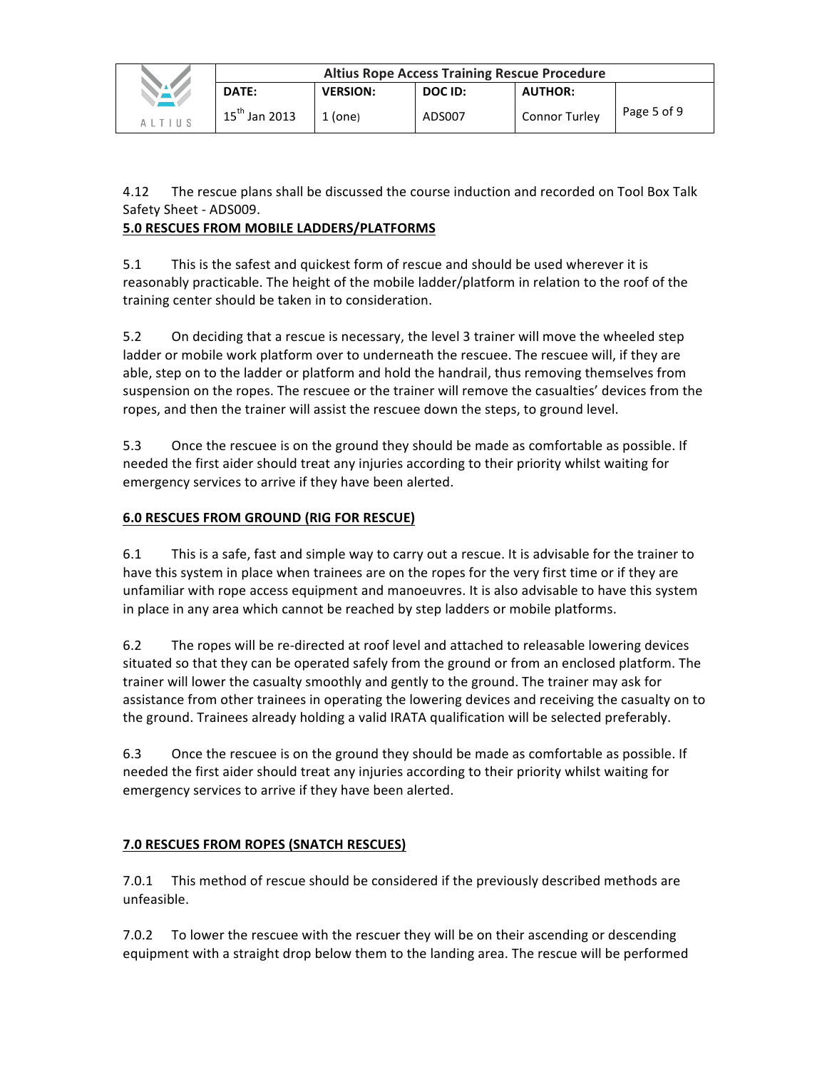4.12 The rescue plans shall be discussed the course induction and recorded on Tool Box Talk Safety Sheet - ADS009.

## 5.0 RESCUES FROM MOBILE LADDERS/PLATFORMS

5.1 This is the safest and quickest form of rescue and should be used wherever it is reasonably practicable. The height of the mobile ladder/platform in relation to the roof of the training center should be taken in to consideration.

5.2 On deciding that a rescue is necessary, the level 3 trainer will move the wheeled step ladder or mobile work platform over to underneath the rescuee. The rescuee will, if they are able, step on to the ladder or platform and hold the handrail, thus removing themselves from suspension on the ropes. The rescuee or the trainer will remove the casualties' devices from the ropes, and then the trainer will assist the rescuee down the steps, to ground level.

5.3 Once the rescuee is on the ground they should be made as comfortable as possible. If needed the first aider should treat any injuries according to their priority whilst waiting for emergency services to arrive if they have been alerted.

## 6.0 RESCUES FROM GROUND (RIG FOR RESCUE)

6.1 This is a safe, fast and simple way to carry out a rescue. It is advisable for the trainer to have this system in place when trainees are on the ropes for the very first time or if they are unfamiliar with rope access equipment and manoeuvres. It is also advisable to have this system in place in any area which cannot be reached by step ladders or mobile platforms.

6.2 The ropes will be re-directed at roof level and attached to releasable lowering devices situated so that they can be operated safely from the ground or from an enclosed platform. The trainer will lower the casualty smoothly and gently to the ground. The trainer may ask for assistance from other trainees in operating the lowering devices and receiving the casualty on to the ground. Trainees already holding a valid IRATA qualification will be selected preferably.

6.3 Once the rescuee is on the ground they should be made as comfortable as possible. If needed the first aider should treat any injuries according to their priority whilst waiting for emergency services to arrive if they have been alerted.

## 7.0 RESCUES FROM ROPES (SNATCH RESCUES)

7.0.1 This method of rescue should be considered if the previously described methods are unfeasible.

7.0.2 To lower the rescuee with the rescuer they will be on their ascending or descending equipment with a straight drop below them to the landing area. The rescue will be performed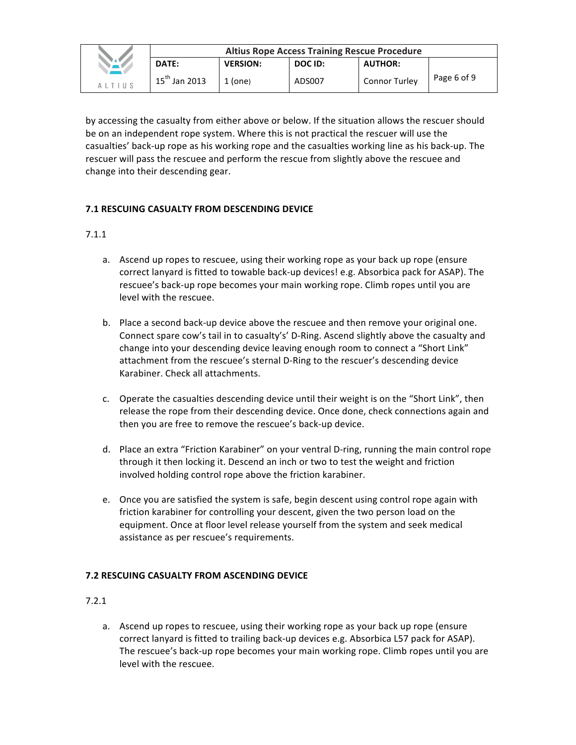by accessing the casualty from either above or below. If the situation allows the rescuer should be on an independent rope system. Where this is not practical the rescuer will use the casualties' back-up rope as his working rope and the casualties working line as his back-up. The rescuer will pass the rescuee and perform the rescue from slightly above the rescuee and change into their descending gear.

### 7.1 RESCUING CASUALTY FROM DESCENDING DEVICE

7.1.1

a. Ascend up ropes to rescuee, using their working rope as your back up rope (ensure correct lanyard is fitted to towable back-up devices! e.g. Absorbica pack for ASAP). The rescuee's back-up rope becomes your main working rope. Climb ropes until you are level with the rescuee.

b. Place a second back-up device above the rescuee and then remove your original one. Connect spare cow's tail in to casualty's' D-Ring. Ascend slightly above the casualty and change into your descending device leaving enough room to connect a "Short Link" attachment from the rescuee's sternal D-Ring to the rescuer's descending device Karabiner. Check all attachments.

c. Operate the casualties descending device until their weight is on the "Short Link", then release the rope from their descending device. Once done, check connections again and then you are free to remove the rescuee's back-up device.

d. Place an extra "Friction Karabiner" on your ventral D-ring, running the main control rope through it then locking it. Descend an inch or two to test the weight and friction involved holding control rope above the friction karabiner.

e. Once you are satisfied the system is safe, begin descent using control rope again with friction karabiner for controlling your descent, given the two person load on the equipment. Once at floor level release yourself from the system and seek medical assistance as per rescuee's requirements.

### 7.2 RESCUING CASUALTY FROM ASCENDING DEVICE

7.2.1

a. Ascend up ropes to rescuee, using their working rope as your back up rope (ensure correct lanyard is fitted to trailing back-up devices e.g. Absorbica L57 pack for ASAP). The rescuee's back-up rope becomes your main working rope. Climb ropes until you are level with the rescuee.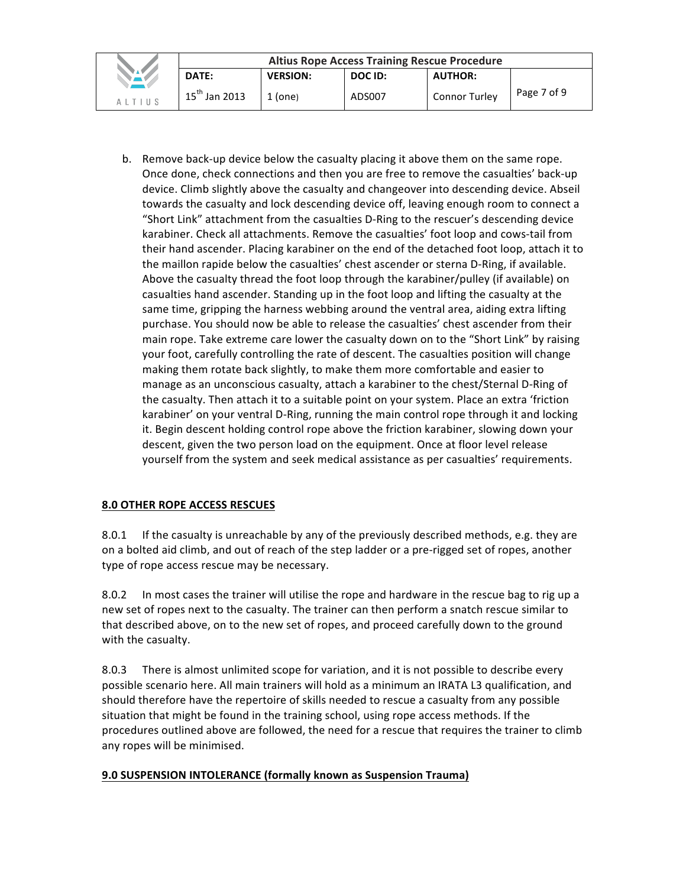b. Remove back-up device below the casualty placing it above them on the same rope. Once done, check connections and then you are free to remove the casualties' back-up device. Climb slightly above the casualty and changeover into descending device. Abseil towards the casualty and lock descending device off, leaving enough room to connect a "Short Link" attachment from the casualties D-Ring to the rescuer's descending device karabiner. Check all attachments. Remove the casualties' foot loop and cows-tail from their hand ascender. Placing karabiner on the end of the detached foot loop, attach it to the maillon rapide below the casualties' chest ascender or sterna D-Ring, if available. Above the casualty thread the foot loop through the karabiner/pulley (if available) on casualties hand ascender. Standing up in the foot loop and lifting the casualty at the same time, gripping the harness webbing around the ventral area, aiding extra lifting purchase. You should now be able to release the casualties' chest ascender from their main rope. Take extreme care lower the casualty down on to the "Short Link" by raising your foot, carefully controlling the rate of descent. The casualties position will change making them rotate back slightly, to make them more comfortable and easier to manage as an unconscious casualty, attach a karabiner to the chest/Sternal D-Ring of the casualty. Then attach it to a suitable point on your system. Place an extra 'friction karabiner' on your ventral D-Ring, running the main control rope through it and locking it. Begin descent holding control rope above the friction karabiner, slowing down your descent, given the two person load on the equipment. Once at floor level release yourself from the system and seek medical assistance as per casualties' requirements.

## 8.0 OTHER ROPE ACCESS RESCUES

8.0.1 If the casualty is unreachable by any of the previously described methods, e.g. they are on a bolted aid climb, and out of reach of the step ladder or a pre-rigged set of ropes, another type of rope access rescue may be necessary.

8.0.2 In most cases the trainer will utilise the rope and hardware in the rescue bag to rig up a new set of ropes next to the casualty. The trainer can then perform a snatch rescue similar to that described above, on to the new set of ropes, and proceed carefully down to the ground with the casualty.

8.0.3 There is almost unlimited scope for variation, and it is not possible to describe every possible scenario here. All main trainers will hold as a minimum an IRATA L3 qualification, and should therefore have the repertoire of skills needed to rescue a casualty from any possible situation that might be found in the training school, using rope access methods. If the procedures outlined above are followed, the need for a rescue that requires the trainer to climb any ropes will be minimised.

## 9.0 SUSPENSION INTOLERANCE (formally known as Suspension Trauma)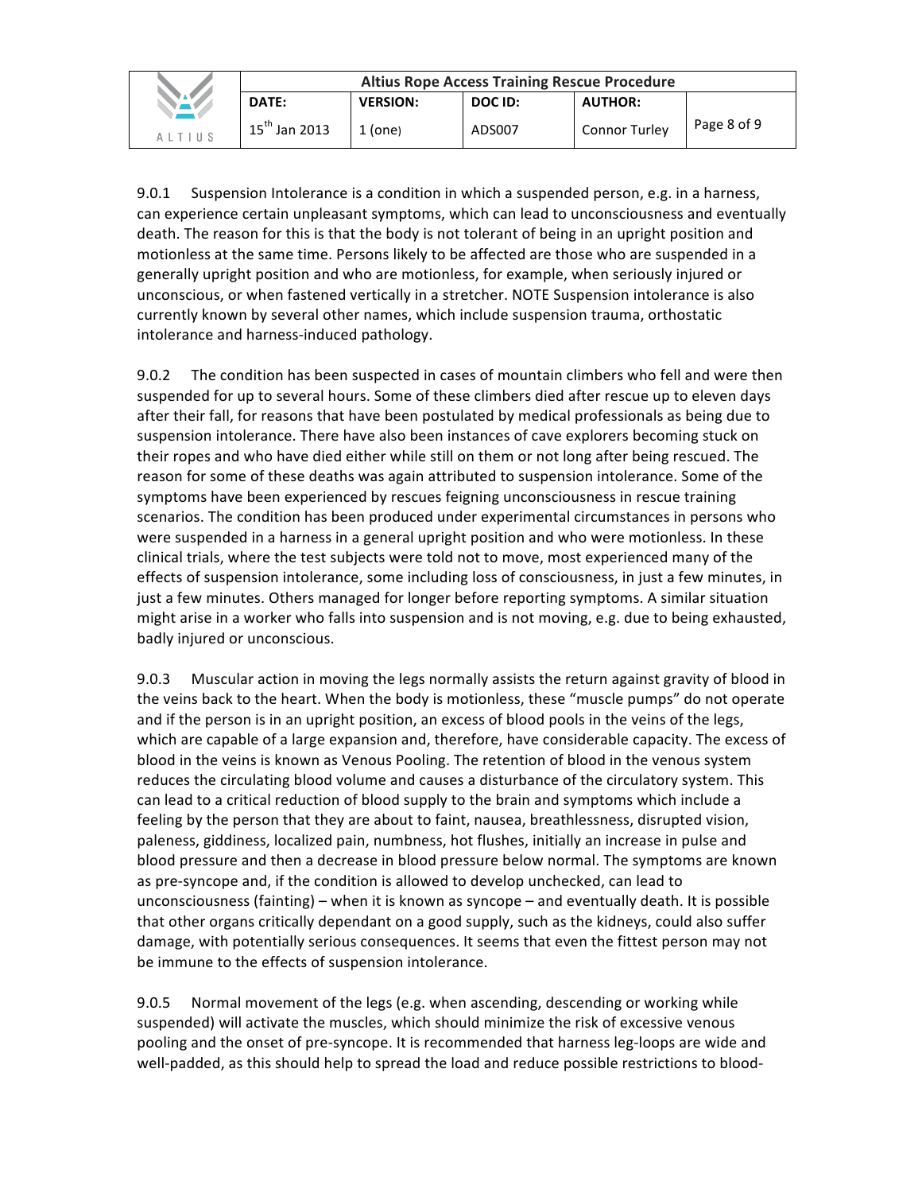9.0.1 Suspension Intolerance is a condition in which a suspended person, e.g. in a harness, can experience certain unpleasant symptoms, which can lead to unconsciousness and eventually death. The reason for this is that the body is not tolerant of being in an upright position and motionless at the same time. Persons likely to be affected are those who are suspended in a generally upright position and who are motionless, for example, when seriously injured or unconscious, or when fastened vertically in a stretcher. NOTE Suspension intolerance is also currently known by several other names, which include suspension trauma, orthostatic intolerance and harness-induced pathology.

9.0.2 The condition has been suspected in cases of mountain climbers who fell and were then suspended for up to several hours. Some of these climbers died after rescue up to eleven days after their fall, for reasons that have been postulated by medical professionals as being due to suspension intolerance. There have also been instances of cave explorers becoming stuck on their ropes and who have died either while still on them or not long after being rescued. The reason for some of these deaths was again attributed to suspension intolerance. Some of the symptoms have been experienced by rescues feigning unconsciousness in rescue training scenarios. The condition has been produced under experimental circumstances in persons who were suspended in a harness in a general upright position and who were motionless. In these clinical trials, where the test subjects were told not to move, most experienced many of the effects of suspension intolerance, some including loss of consciousness, in just a few minutes, in just a few minutes. Others managed for longer before reporting symptoms. A similar situation might arise in a worker who falls into suspension and is not moving, e.g. due to being exhausted, badly injured or unconscious.

9.0.3 Muscular action in moving the legs normally assists the return against gravity of blood in the veins back to the heart. When the body is motionless, these "muscle pumps" do not operate and if the person is in an upright position, an excess of blood pools in the veins of the legs, which are capable of a large expansion and, therefore, have considerable capacity. The excess of blood in the veins is known as Venous Pooling. The retention of blood in the venous system reduces the circulating blood volume and causes a disturbance of the circulatory system. This can lead to a critical reduction of blood supply to the brain and symptoms which include a feeling by the person that they are about to faint, nausea, breathlessness, disrupted vision, paleness, giddiness, localized pain, numbness, hot flushes, initially an increase in pulse and blood pressure and then a decrease in blood pressure below normal. The symptoms are known as pre-syncope and, if the condition is allowed to develop unchecked, can lead to unconsciousness (fainting) – when it is known as syncope – and eventually death. It is possible that other organs critically dependant on a good supply, such as the kidneys, could also suffer damage, with potentially serious consequences. It seems that even the fittest person may not be immune to the effects of suspension intolerance.

9.0.5 Normal movement of the legs (e.g. when ascending, descending or working while suspended) will activate the muscles, which should minimize the risk of excessive venous pooling and the onset of pre-syncope. It is recommended that harness leg-loops are wide and well-padded, as this should help to spread the load and reduce possible restrictions to blood-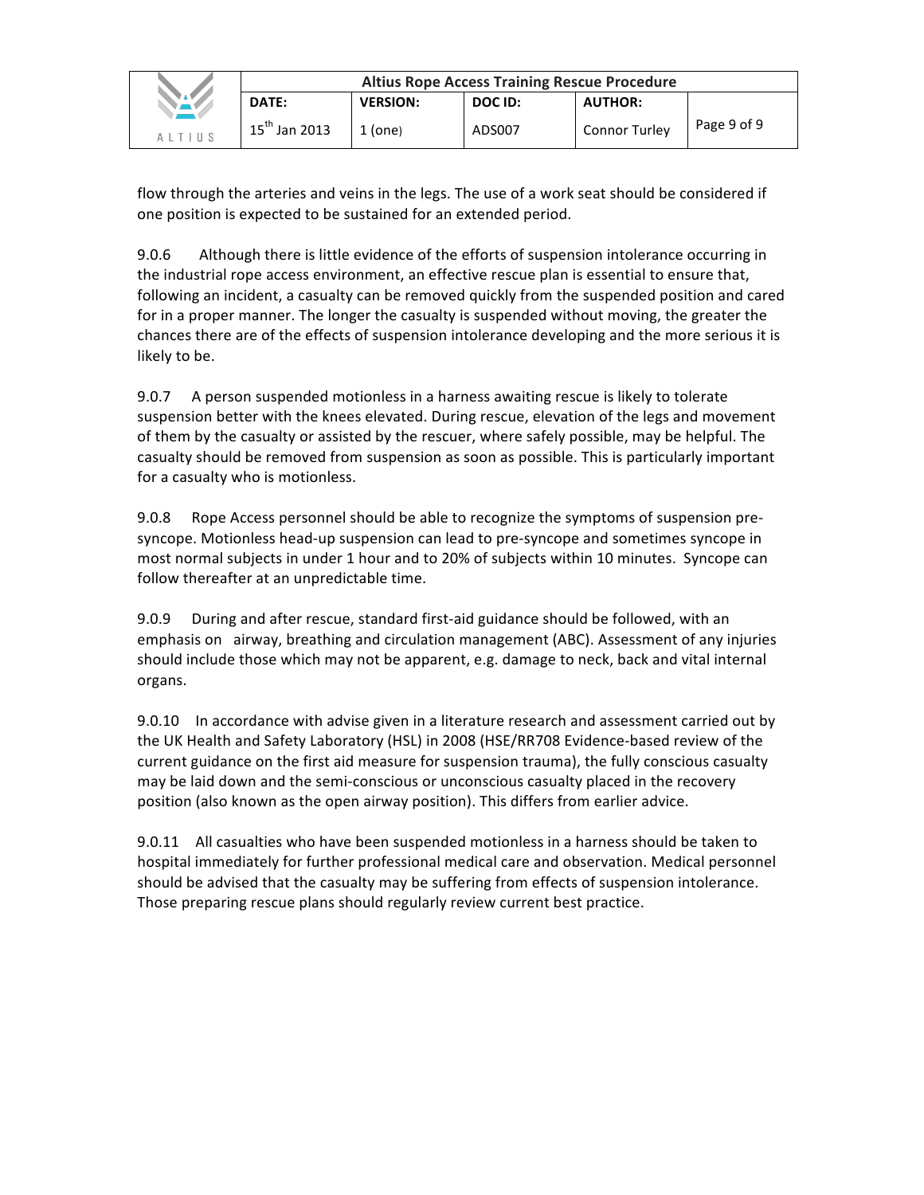flow through the arteries and veins in the legs. The use of a work seat should be considered if one position is expected to be sustained for an extended period.

9.0.6 Although there is little evidence of the efforts of suspension intolerance occurring in the industrial rope access environment, an effective rescue plan is essential to ensure that, following an incident, a casualty can be removed quickly from the suspended position and cared for in a proper manner. The longer the casualty is suspended without moving, the greater the chances there are of the effects of suspension intolerance developing and the more serious it is likely to be.

9.0.7 A person suspended motionless in a harness awaiting rescue is likely to tolerate suspension better with the knees elevated. During rescue, elevation of the legs and movement of them by the casualty or assisted by the rescuer, where safely possible, may be helpful. The casualty should be removed from suspension as soon as possible. This is particularly important for a casualty who is motionless.

9.0.8 Rope Access personnel should be able to recognize the symptoms of suspension pre-syncope. Motionless head-up suspension can lead to pre-syncope and sometimes syncope in most normal subjects in under 1 hour and to 20% of subjects within 10 minutes. Syncope can follow thereafter at an unpredictable time.

9.0.9 During and after rescue, standard first-aid guidance should be followed, with an emphasis on airway, breathing and circulation management (ABC). Assessment of any injuries should include those which may not be apparent, e.g. damage to neck, back and vital internal organs.

9.0.10 In accordance with advise given in a literature research and assessment carried out by the UK Health and Safety Laboratory (HSL) in 2008 (HSE/RR708 Evidence-based review of the current guidance on the first aid measure for suspension trauma), the fully conscious casualty may be laid down and the semi-conscious or unconscious casualty placed in the recovery position (also known as the open airway position). This differs from earlier advice.

9.0.11 All casualties who have been suspended motionless in a harness should be taken to hospital immediately for further professional medical care and observation. Medical personnel should be advised that the casualty may be suffering from effects of suspension intolerance. Those preparing rescue plans should regularly review current best practice.